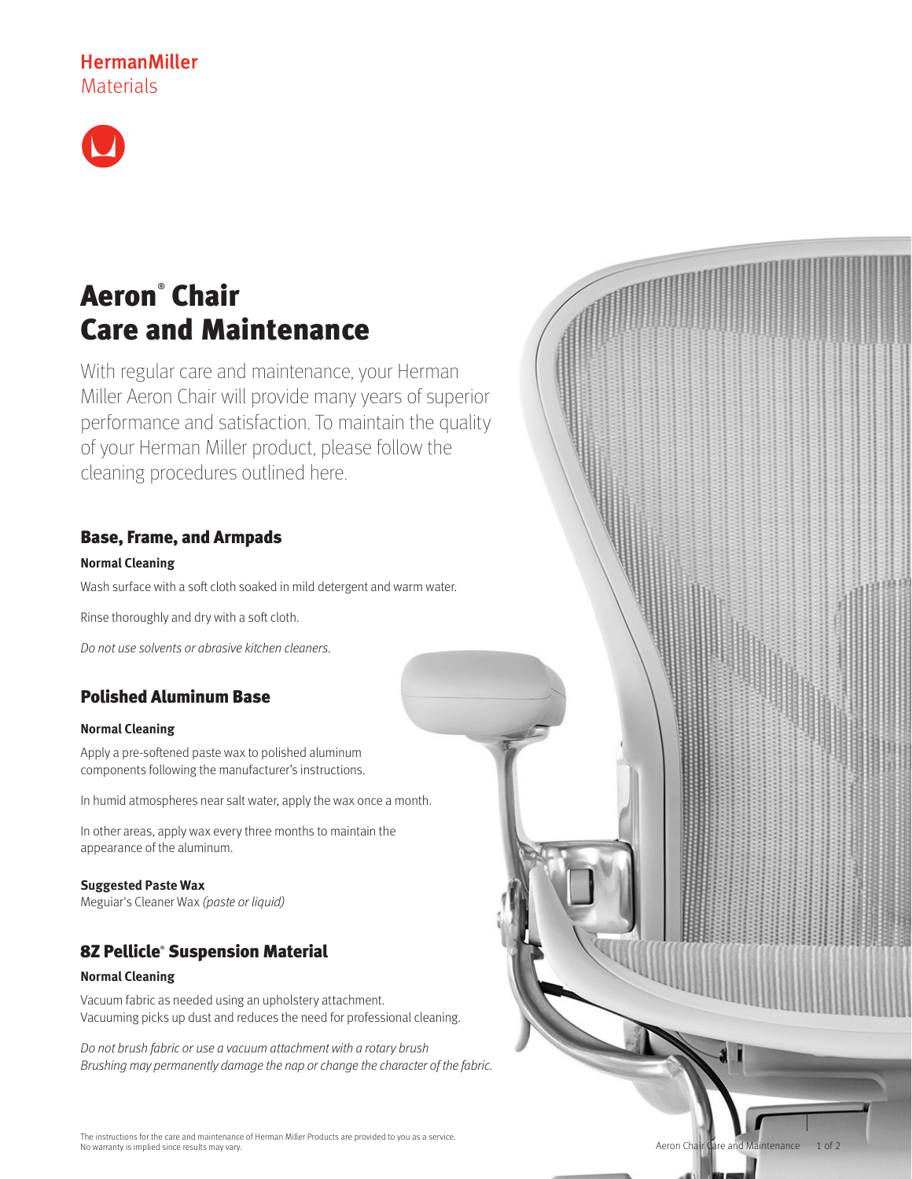HermanMiller
Materials

# Aeron® Chair Care and Maintenance

With regular care and maintenance, your Herman Miller Aeron Chair will provide many years of superior performance and satisfaction. To maintain the quality of your Herman Miller product, please follow the cleaning procedures outlined here.

## Base, Frame, and Armpads

**Normal Cleaning**

Wash surface with a soft cloth soaked in mild detergent and warm water.

Rinse thoroughly and dry with a soft cloth.

*Do not use solvents or abrasive kitchen cleaners.*

## Polished Aluminum Base

**Normal Cleaning**

Apply a pre-softened paste wax to polished aluminum components following the manufacturer's instructions.

In humid atmospheres near salt water, apply the wax once a month.

In other areas, apply wax every three months to maintain the appearance of the aluminum.

**Suggested Paste Wax**
Meguiar's Cleaner Wax *(paste or liquid)*

## 8Z Pellicle® Suspension Material

**Normal Cleaning**

Vacuum fabric as needed using an upholstery attachment.
Vacuuming picks up dust and reduces the need for professional cleaning.

*Do not brush fabric or use a vacuum attachment with a rotary brush*
*Brushing may permanently damage the nap or change the character of the fabric.*

The instructions for the care and maintenance of Herman Miller Products are provided to you as a service.
No warranty is implied since results may vary.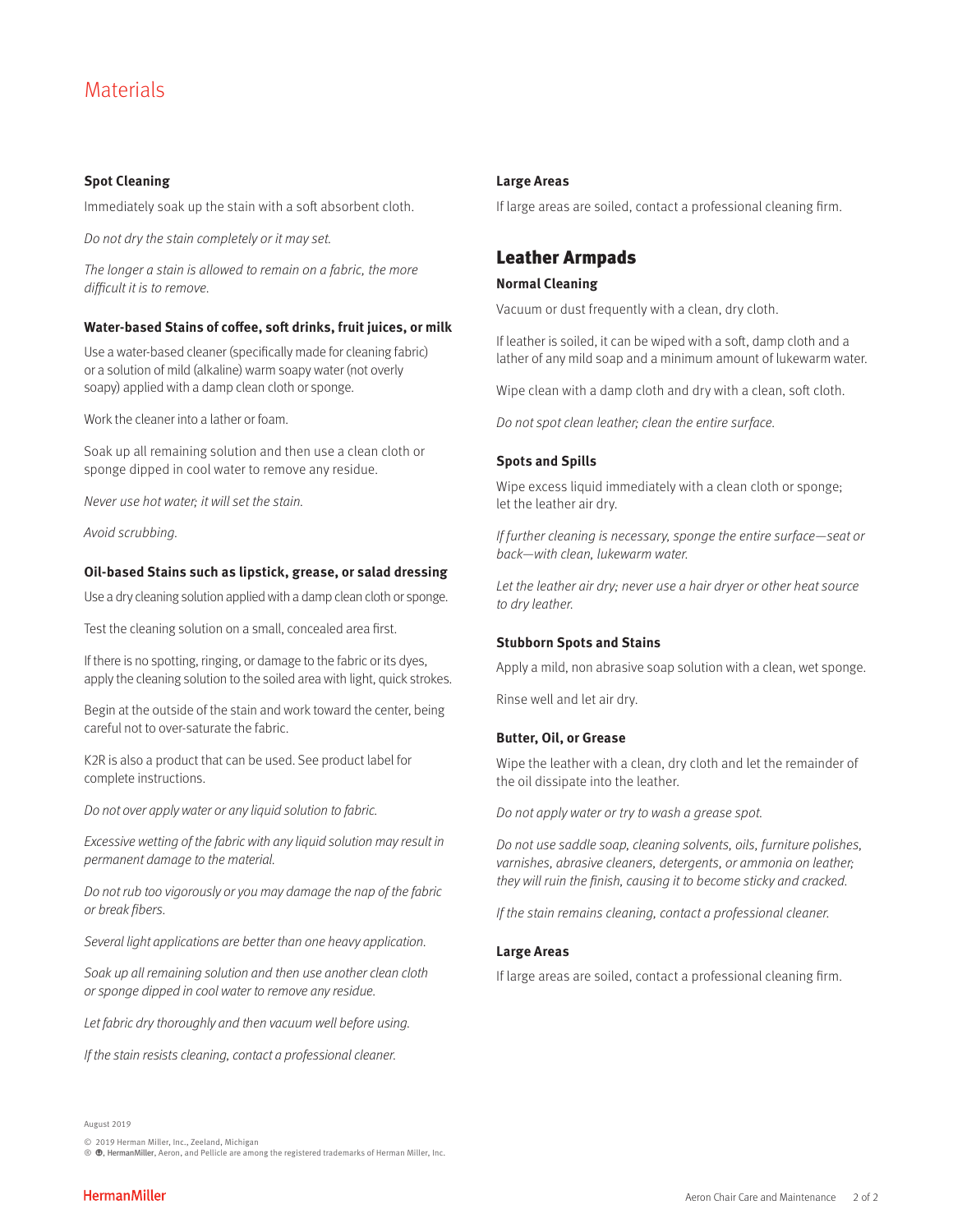## Materials

### Spot Cleaning

Immediately soak up the stain with a soft absorbent cloth.

*Do not dry the stain completely or it may set.*

*The longer a stain is allowed to remain on a fabric, the more difficult it is to remove.*

### Water-based Stains of coffee, soft drinks, fruit juices, or milk

Use a water-based cleaner (specifically made for cleaning fabric) or a solution of mild (alkaline) warm soapy water (not overly soapy) applied with a damp clean cloth or sponge.

Work the cleaner into a lather or foam.

Soak up all remaining solution and then use a clean cloth or sponge dipped in cool water to remove any residue.

*Never use hot water; it will set the stain.*

*Avoid scrubbing.*

### Oil-based Stains such as lipstick, grease, or salad dressing

Use a dry cleaning solution applied with a damp clean cloth or sponge.

Test the cleaning solution on a small, concealed area first.

If there is no spotting, ringing, or damage to the fabric or its dyes, apply the cleaning solution to the soiled area with light, quick strokes.

Begin at the outside of the stain and work toward the center, being careful not to over-saturate the fabric.

K2R is also a product that can be used. See product label for complete instructions.

*Do not over apply water or any liquid solution to fabric.*

*Excessive wetting of the fabric with any liquid solution may result in permanent damage to the material.*

*Do not rub too vigorously or you may damage the nap of the fabric or break fibers.*

*Several light applications are better than one heavy application.*

*Soak up all remaining solution and then use another clean cloth or sponge dipped in cool water to remove any residue.*

*Let fabric dry thoroughly and then vacuum well before using.*

*If the stain resists cleaning, contact a professional cleaner.*

### Large Areas

If large areas are soiled, contact a professional cleaning firm.

## Leather Armpads

### Normal Cleaning

Vacuum or dust frequently with a clean, dry cloth.

If leather is soiled, it can be wiped with a soft, damp cloth and a lather of any mild soap and a minimum amount of lukewarm water.

Wipe clean with a damp cloth and dry with a clean, soft cloth.

*Do not spot clean leather; clean the entire surface.*

### Spots and Spills

Wipe excess liquid immediately with a clean cloth or sponge; let the leather air dry.

*If further cleaning is necessary, sponge the entire surface—seat or back—with clean, lukewarm water.*

*Let the leather air dry; never use a hair dryer or other heat source to dry leather.*

### Stubborn Spots and Stains

Apply a mild, non abrasive soap solution with a clean, wet sponge.

Rinse well and let air dry.

### Butter, Oil, or Grease

Wipe the leather with a clean, dry cloth and let the remainder of the oil dissipate into the leather.

*Do not apply water or try to wash a grease spot.*

*Do not use saddle soap, cleaning solvents, oils, furniture polishes, varnishes, abrasive cleaners, detergents, or ammonia on leather; they will ruin the finish, causing it to become sticky and cracked.*

*If the stain remains cleaning, contact a professional cleaner.*

### Large Areas

If large areas are soiled, contact a professional cleaning firm.

August 2019

© 2019 Herman Miller, Inc., Zeeland, Michigan
® ⓗ, HermanMiller, Aeron, and Pellicle are among the registered trademarks of Herman Miller, Inc.